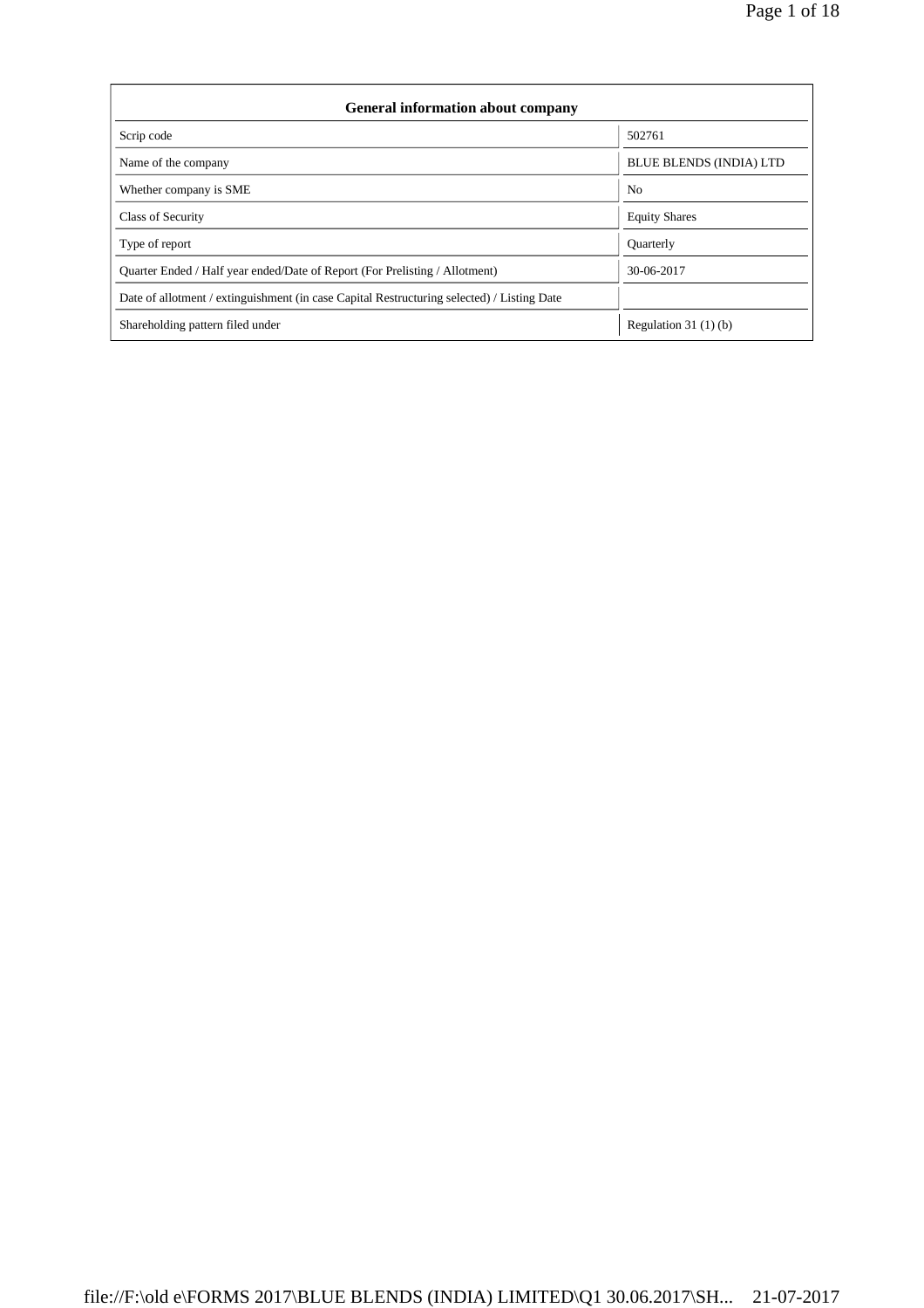| General information about company | |
| --- | --- |
| Scrip code | 502761 |
| Name of the company | BLUE BLENDS (INDIA) LTD |
| Whether company is SME | No |
| Class of Security | Equity Shares |
| Type of report | Quarterly |
| Quarter Ended / Half year ended/Date of Report (For Prelisting / Allotment) | 30-06-2017 |
| Date of allotment / extinguishment (in case Capital Restructuring selected) / Listing Date | |
| Shareholding pattern filed under | Regulation 31 (1) (b) |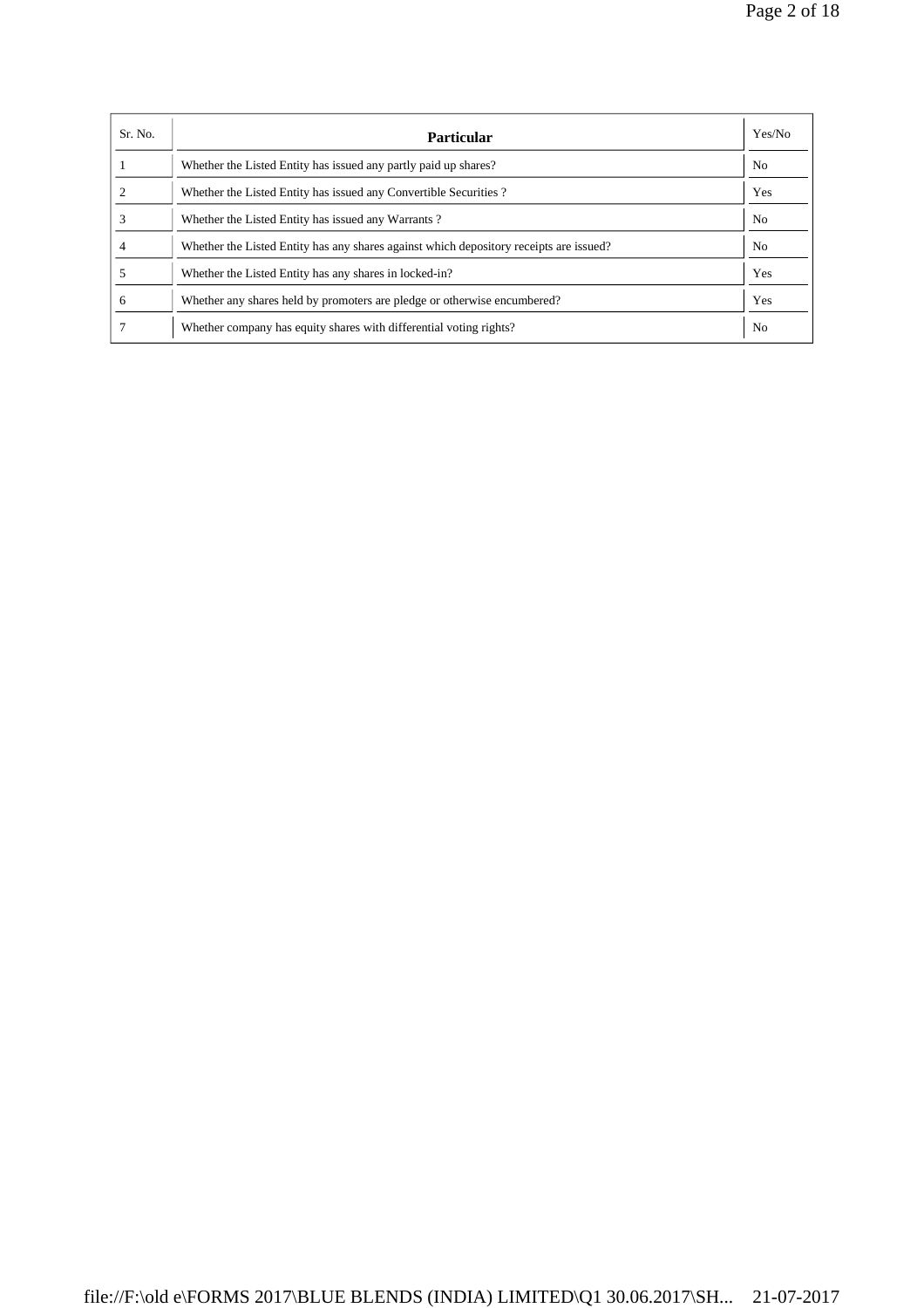| Sr. No. | Particular | Yes/No |
|---|---|---|
| 1 | Whether the Listed Entity has issued any partly paid up shares? | No |
| 2 | Whether the Listed Entity has issued any Convertible Securities ? | Yes |
| 3 | Whether the Listed Entity has issued any Warrants ? | No |
| 4 | Whether the Listed Entity has any shares against which depository receipts are issued? | No |
| 5 | Whether the Listed Entity has any shares in locked-in? | Yes |
| 6 | Whether any shares held by promoters are pledge or otherwise encumbered? | Yes |
| 7 | Whether company has equity shares with differential voting rights? | No |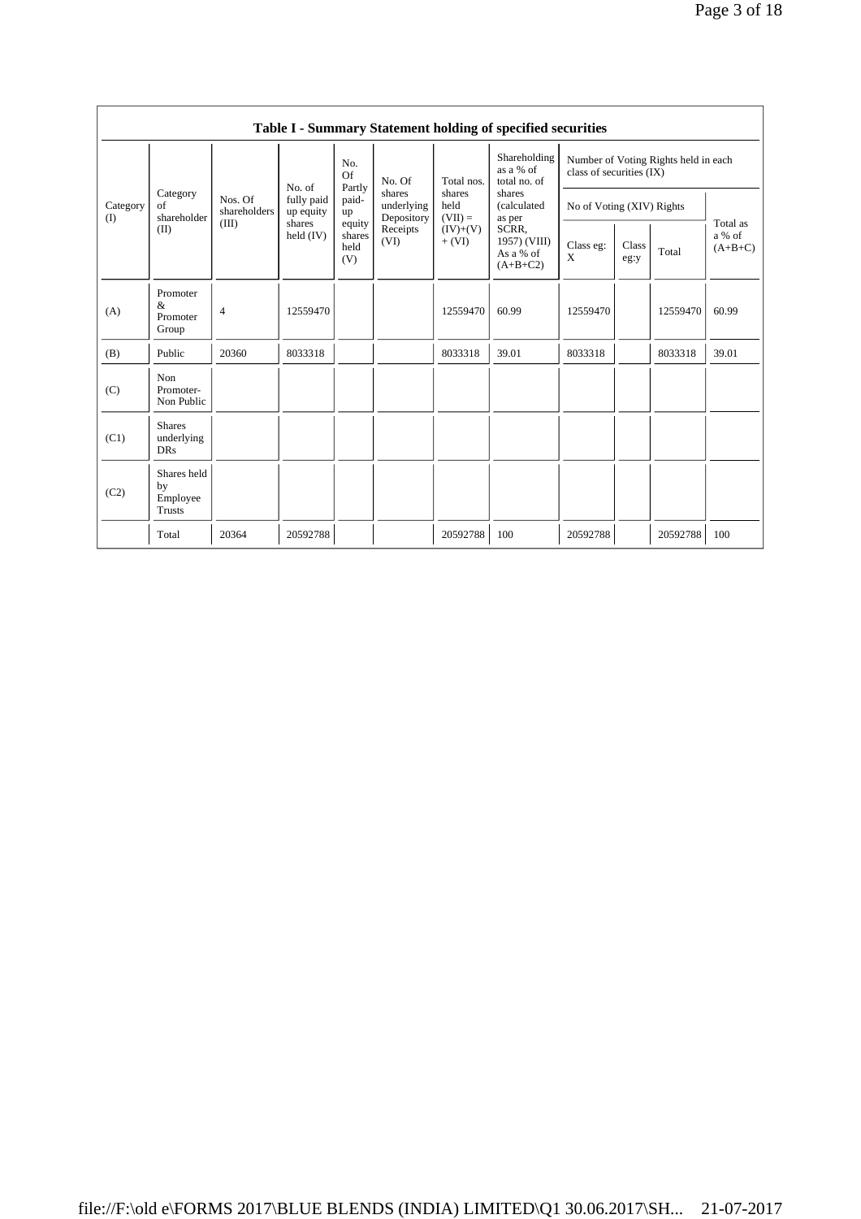**Table I - Summary Statement holding of specified securities**

| Category (I) | Category of shareholder (II) | Nos. Of shareholders (III) | No. of fully paid up equity shares held (IV) | No. Of Partly paid-up equity shares held (V) | No. Of shares underlying Depository Receipts (VI) | Total nos. shares held (VII) = (IV)+(V)+ (VI) | Shareholding as a % of total no. of shares (calculated as per SCRR, 1957) (VIII) As a % of (A+B+C2) | Number of Voting Rights held in each class of securities (IX) | | | |
|---|---|---|---|---|---|---|---|---|---|---|---|
| | | | | | | | | No of Voting (XIV) Rights | | | Total as a % of (A+B+C) |
| | | | | | | | | Class eg: X | Class eg:y | Total | |
| (A) | Promoter & Promoter Group | 4 | 12559470 | | | 12559470 | 60.99 | 12559470 | | 12559470 | 60.99 |
| (B) | Public | 20360 | 8033318 | | | 8033318 | 39.01 | 8033318 | | 8033318 | 39.01 |
| (C) | Non Promoter- Non Public | | | | | | | | | | |
| (C1) | Shares underlying DRs | | | | | | | | | | |
| (C2) | Shares held by Employee Trusts | | | | | | | | | | |
| | Total | 20364 | 20592788 | | | 20592788 | 100 | 20592788 | | 20592788 | 100 |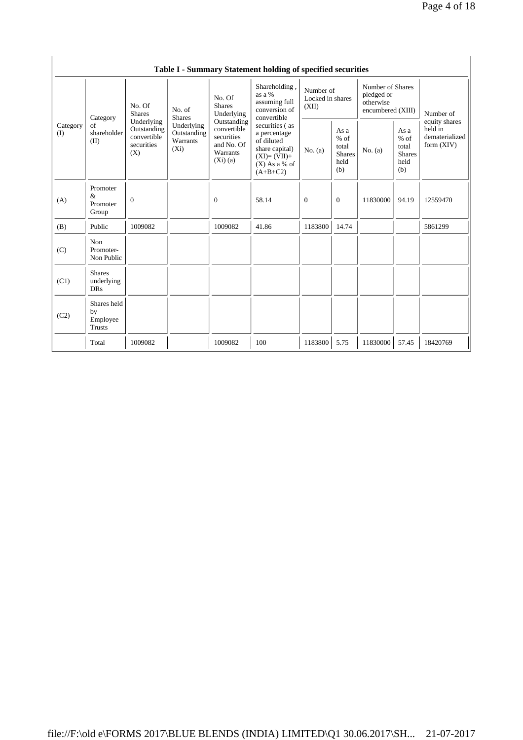**Table I - Summary Statement holding of specified securities**

| Category (I) | Category of shareholder (II) | No. Of Shares Underlying Outstanding convertible securities (X) | No. of Shares Underlying Outstanding Warrants (Xi) | No. Of Shares Underlying Outstanding convertible securities and No. Of Warrants (Xi) (a) | Shareholding , as a % assuming full conversion of convertible securities ( as a percentage of diluted share capital) (XI)= (VII)+(X) As a % of (A+B+C2) | Number of Locked in shares (XII) | | Number of Shares pledged or otherwise encumbered (XIII) | | Number of equity shares held in dematerialized form (XIV) |
|---|---|---|---|---|---|---|---|---|---|---|
| | | | | | | No. (a) | As a % of total Shares held (b) | No. (a) | As a % of total Shares held (b) | |
| (A) | Promoter & Promoter Group | 0 | | 0 | 58.14 | 0 | 0 | 11830000 | 94.19 | 12559470 |
| (B) | Public | 1009082 | | 1009082 | 41.86 | 1183800 | 14.74 | | | 5861299 |
| (C) | Non Promoter- Non Public | | | | | | | | | |
| (C1) | Shares underlying DRs | | | | | | | | | |
| (C2) | Shares held by Employee Trusts | | | | | | | | | |
| | Total | 1009082 | | 1009082 | 100 | 1183800 | 5.75 | 11830000 | 57.45 | 18420769 |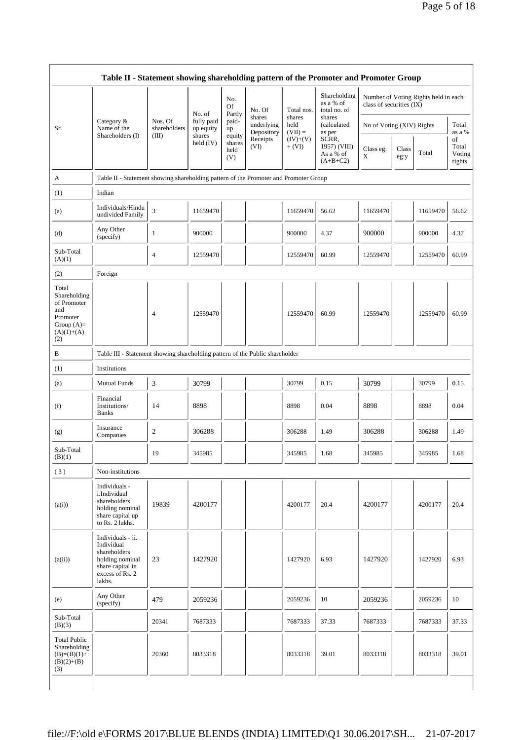## Table II - Statement showing shareholding pattern of the Promoter and Promoter Group

| Sr. | Category & Name of the Shareholders (I) | Nos. Of shareholders (III) | No. of fully paid up equity shares held (IV) | No. Of Partly paid-up equity shares held (V) | No. Of shares underlying Depository Receipts (VI) | Total nos. shares held (VII) = (IV)+(V)+ (VI) | Shareholding as a % of total no. of shares (calculated as per SCRR, 1957) (VIII) As a % of (A+B+C2) | Number of Voting Rights held in each class of securities (IX) | | | |
|---|---|---|---|---|---|---|---|---|---|---|---|
| | | | | | | | | No of Voting (XIV) Rights | | | Total as a % of Total Voting rights |
| | | | | | | | | Class eg: X | Class eg:y | Total | |
| A | Table II - Statement showing shareholding pattern of the Promoter and Promoter Group | | | | | | | | | | |
| (1) | Indian | | | | | | | | | | |
| (a) | Individuals/Hindu undivided Family | 3 | 11659470 | | | 11659470 | 56.62 | 11659470 | | 11659470 | 56.62 |
| (d) | Any Other (specify) | 1 | 900000 | | | 900000 | 4.37 | 900000 | | 900000 | 4.37 |
| Sub-Total (A)(1) | | 4 | 12559470 | | | 12559470 | 60.99 | 12559470 | | 12559470 | 60.99 |
| (2) | Foreign | | | | | | | | | | |
| Total Shareholding of Promoter and Promoter Group (A)=(A)(1)+(A)(2) | | 4 | 12559470 | | | 12559470 | 60.99 | 12559470 | | 12559470 | 60.99 |
| B | Table III - Statement showing shareholding pattern of the Public shareholder | | | | | | | | | | |
| (1) | Institutions | | | | | | | | | | |
| (a) | Mutual Funds | 3 | 30799 | | | 30799 | 0.15 | 30799 | | 30799 | 0.15 |
| (f) | Financial Institutions/ Banks | 14 | 8898 | | | 8898 | 0.04 | 8898 | | 8898 | 0.04 |
| (g) | Insurance Companies | 2 | 306288 | | | 306288 | 1.49 | 306288 | | 306288 | 1.49 |
| Sub-Total (B)(1) | | 19 | 345985 | | | 345985 | 1.68 | 345985 | | 345985 | 1.68 |
| (3) | Non-institutions | | | | | | | | | | |
| (a(i)) | Individuals - i.Individual shareholders holding nominal share capital up to Rs. 2 lakhs. | 19839 | 4200177 | | | 4200177 | 20.4 | 4200177 | | 4200177 | 20.4 |
| (a(ii)) | Individuals - ii. Individual shareholders holding nominal share capital in excess of Rs. 2 lakhs. | 23 | 1427920 | | | 1427920 | 6.93 | 1427920 | | 1427920 | 6.93 |
| (e) | Any Other (specify) | 479 | 2059236 | | | 2059236 | 10 | 2059236 | | 2059236 | 10 |
| Sub-Total (B)(3) | | 20341 | 7687333 | | | 7687333 | 37.33 | 7687333 | | 7687333 | 37.33 |
| Total Public Shareholding (B)=(B)(1)+(B)(2)+(B)(3) | | 20360 | 8033318 | | | 8033318 | 39.01 | 8033318 | | 8033318 | 39.01 |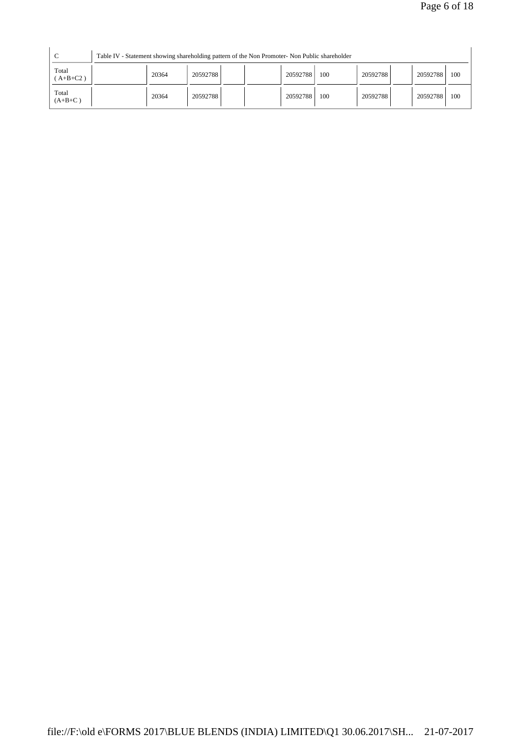| C | Table IV - Statement showing shareholding pattern of the Non Promoter- Non Public shareholder | | | | | | | | | |
|---|---|---|---|---|---|---|---|---|---|---|
| Total ( A+B+C2 ) | | 20364 | 20592788 | | | 20592788 | 100 | 20592788 | | 20592788 | 100 |
| Total (A+B+C ) | | 20364 | 20592788 | | | 20592788 | 100 | 20592788 | | 20592788 | 100 |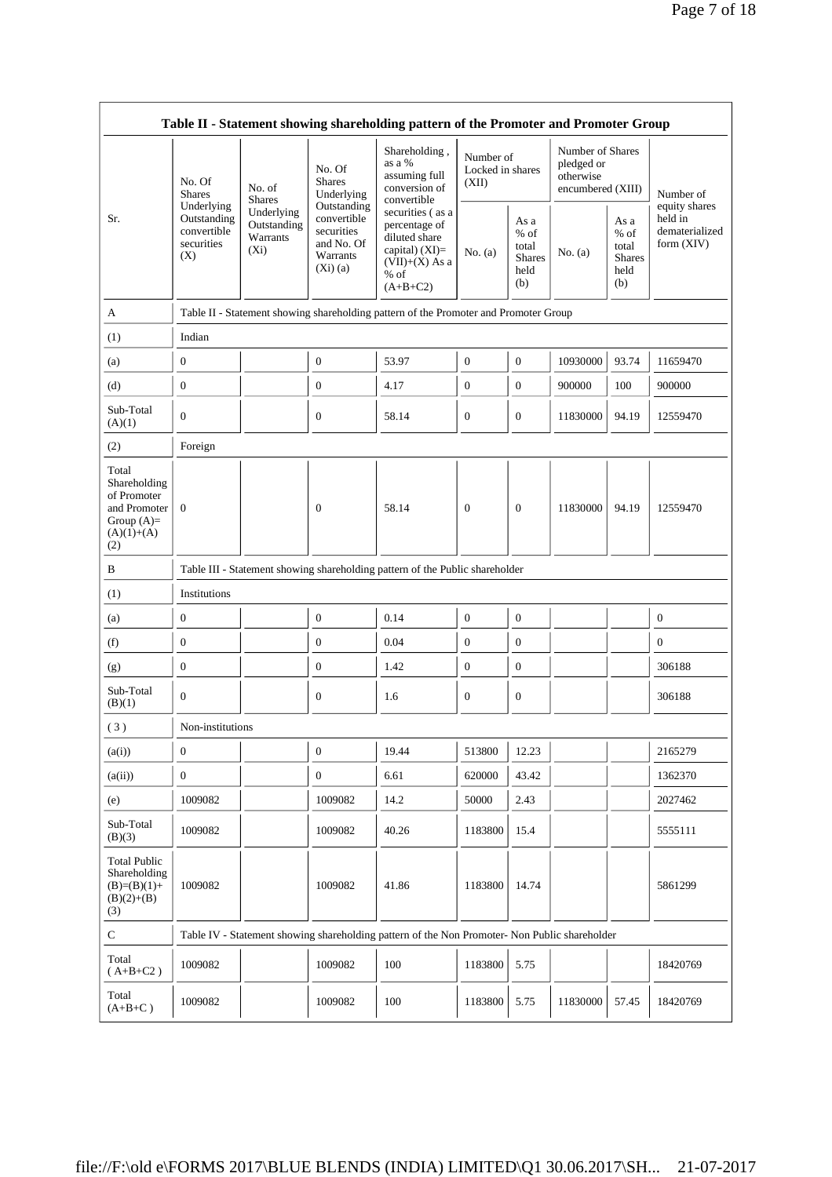| Table II - Statement showing shareholding pattern of the Promoter and Promoter Group | | | | | | | | | |
|---|---|---|---|---|---|---|---|---|---|
| Sr. | No. Of Shares Underlying Outstanding convertible securities (X) | No. of Shares Underlying Outstanding Warrants (Xi) | No. Of Shares Underlying Outstanding convertible securities and No. Of Warrants (Xi) (a) | Shareholding , as a % assuming full conversion of convertible securities ( as a percentage of diluted share capital) (XI)= (VII)+(X) As a % of (A+B+C2) | Number of Locked in shares (XII) | | Number of Shares pledged or otherwise encumbered (XIII) | | Number of equity shares held in dematerialized form (XIV) |
| | | | | | No. (a) | As a % of total Shares held (b) | No. (a) | As a % of total Shares held (b) | |
| A | Table II - Statement showing shareholding pattern of the Promoter and Promoter Group | | | | | | | | |
| (1) | Indian | | | | | | | | |
| (a) | 0 | | 0 | 53.97 | 0 | 0 | 10930000 | 93.74 | 11659470 |
| (d) | 0 | | 0 | 4.17 | 0 | 0 | 900000 | 100 | 900000 |
| Sub-Total (A)(1) | 0 | | 0 | 58.14 | 0 | 0 | 11830000 | 94.19 | 12559470 |
| (2) | Foreign | | | | | | | | |
| Total Shareholding of Promoter and Promoter Group (A)= (A)(1)+(A)(2) | 0 | | 0 | 58.14 | 0 | 0 | 11830000 | 94.19 | 12559470 |
| B | Table III - Statement showing shareholding pattern of the Public shareholder | | | | | | | | |
| (1) | Institutions | | | | | | | | |
| (a) | 0 | | 0 | 0.14 | 0 | 0 | | | 0 |
| (f) | 0 | | 0 | 0.04 | 0 | 0 | | | 0 |
| (g) | 0 | | 0 | 1.42 | 0 | 0 | | | 306188 |
| Sub-Total (B)(1) | 0 | | 0 | 1.6 | 0 | 0 | | | 306188 |
| ( 3 ) | Non-institutions | | | | | | | | |
| (a(i)) | 0 | | 0 | 19.44 | 513800 | 12.23 | | | 2165279 |
| (a(ii)) | 0 | | 0 | 6.61 | 620000 | 43.42 | | | 1362370 |
| (e) | 1009082 | | 1009082 | 14.2 | 50000 | 2.43 | | | 2027462 |
| Sub-Total (B)(3) | 1009082 | | 1009082 | 40.26 | 1183800 | 15.4 | | | 5555111 |
| Total Public Shareholding (B)=(B)(1)+(B)(2)+(B)(3) | 1009082 | | 1009082 | 41.86 | 1183800 | 14.74 | | | 5861299 |
| C | Table IV - Statement showing shareholding pattern of the Non Promoter- Non Public shareholder | | | | | | | | |
| Total ( A+B+C2 ) | 1009082 | | 1009082 | 100 | 1183800 | 5.75 | | | 18420769 |
| Total (A+B+C ) | 1009082 | | 1009082 | 100 | 1183800 | 5.75 | 11830000 | 57.45 | 18420769 |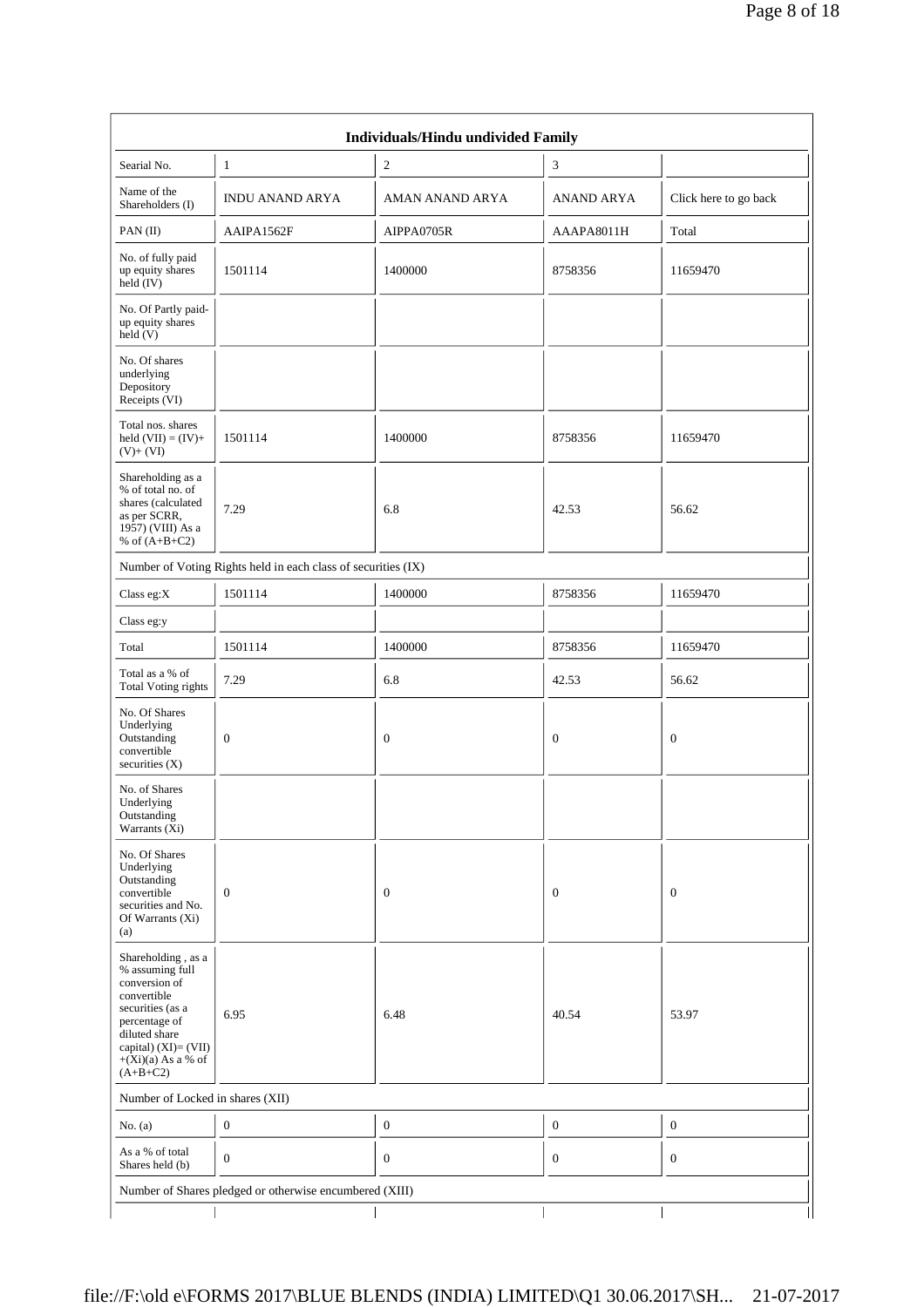| Individuals/Hindu undivided Family | | | | |
|---|---|---|---|---|
| Searial No. | 1 | 2 | 3 | |
| Name of the Shareholders (I) | INDU ANAND ARYA | AMAN ANAND ARYA | ANAND ARYA | Click here to go back |
| PAN (II) | AAIPA1562F | AIPPA0705R | AAAPA8011H | Total |
| No. of fully paid up equity shares held (IV) | 1501114 | 1400000 | 8758356 | 11659470 |
| No. Of Partly paid-up equity shares held (V) | | | | |
| No. Of shares underlying Depository Receipts (VI) | | | | |
| Total nos. shares held (VII) = (IV)+ (V)+ (VI) | 1501114 | 1400000 | 8758356 | 11659470 |
| Shareholding as a % of total no. of shares (calculated as per SCRR, 1957) (VIII) As a % of (A+B+C2) | 7.29 | 6.8 | 42.53 | 56.62 |
| Number of Voting Rights held in each class of securities (IX) | | | | |
| Class eg:X | 1501114 | 1400000 | 8758356 | 11659470 |
| Class eg:y | | | | |
| Total | 1501114 | 1400000 | 8758356 | 11659470 |
| Total as a % of Total Voting rights | 7.29 | 6.8 | 42.53 | 56.62 |
| No. Of Shares Underlying Outstanding convertible securities (X) | 0 | 0 | 0 | 0 |
| No. of Shares Underlying Outstanding Warrants (Xi) | | | | |
| No. Of Shares Underlying Outstanding convertible securities and No. Of Warrants (Xi) (a) | 0 | 0 | 0 | 0 |
| Shareholding , as a % assuming full conversion of convertible securities (as a percentage of diluted share capital) (XI)= (VII) +(Xi)(a) As a % of (A+B+C2) | 6.95 | 6.48 | 40.54 | 53.97 |
| Number of Locked in shares (XII) | | | | |
| No. (a) | 0 | 0 | 0 | 0 |
| As a % of total Shares held (b) | 0 | 0 | 0 | 0 |
| Number of Shares pledged or otherwise encumbered (XIII) | | | | |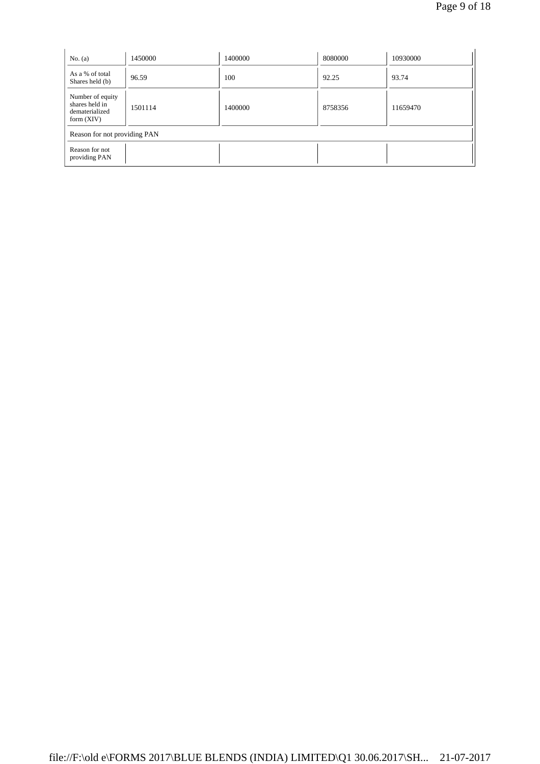| No. (a) | 1450000 | 1400000 | 8080000 | 10930000 |
| --- | --- | --- | --- | --- |
| As a % of total Shares held (b) | 96.59 | 100 | 92.25 | 93.74 |
| Number of equity shares held in dematerialized form (XIV) | 1501114 | 1400000 | 8758356 | 11659470 |
| Reason for not providing PAN | | | | |
| Reason for not providing PAN | | | | |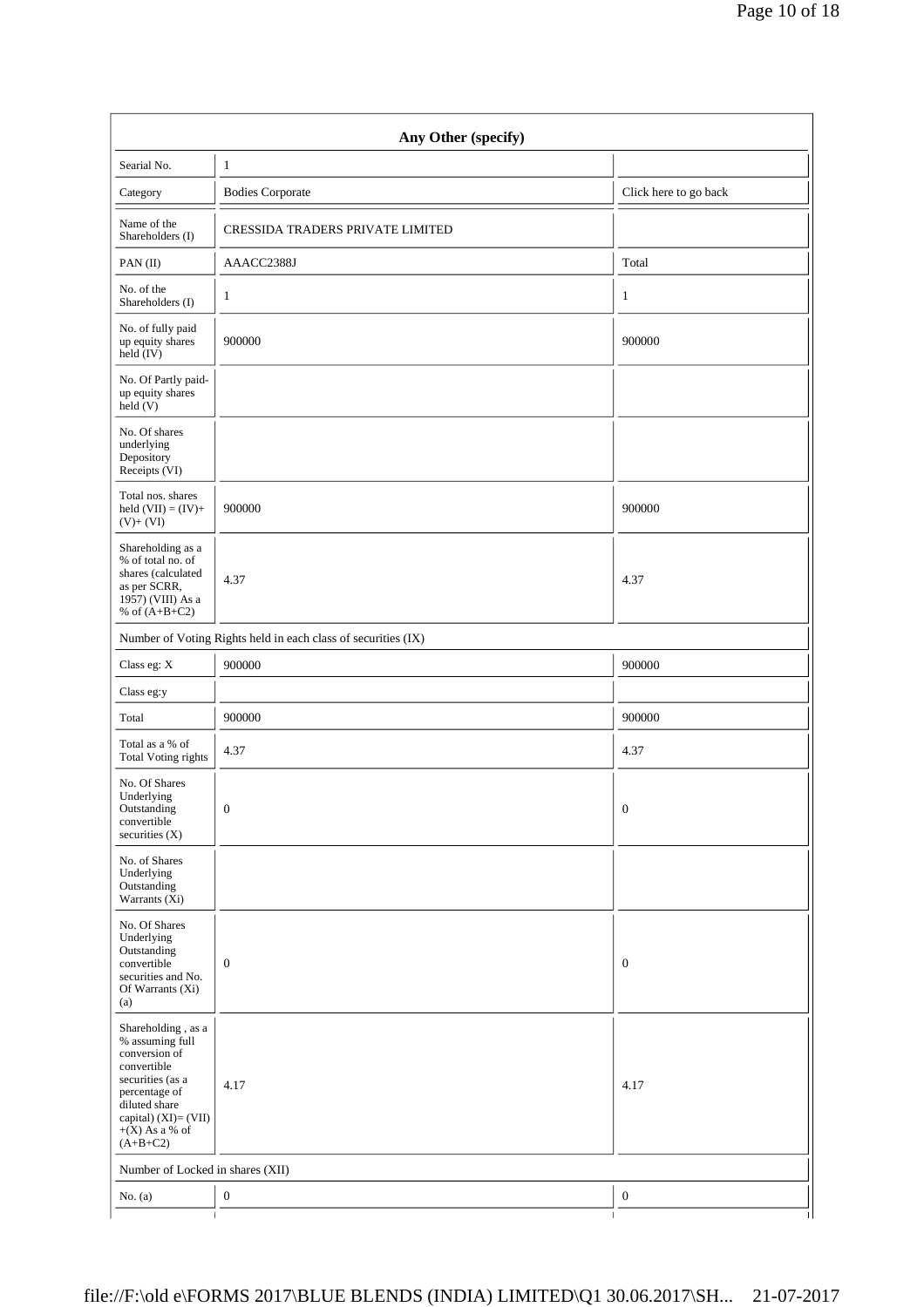| Any Other (specify) | | |
|---|---|---|
| Searial No. | 1 | |
| Category | Bodies Corporate | Click here to go back |
| Name of the Shareholders (I) | CRESSIDA TRADERS PRIVATE LIMITED | |
| PAN (II) | AAACC2388J | Total |
| No. of the Shareholders (I) | 1 | 1 |
| No. of fully paid up equity shares held (IV) | 900000 | 900000 |
| No. Of Partly paid-up equity shares held (V) | | |
| No. Of shares underlying Depository Receipts (VI) | | |
| Total nos. shares held (VII) = (IV)+ (V)+ (VI) | 900000 | 900000 |
| Shareholding as a % of total no. of shares (calculated as per SCRR, 1957) (VIII) As a % of (A+B+C2) | 4.37 | 4.37 |
| Number of Voting Rights held in each class of securities (IX) | | |
| Class eg: X | 900000 | 900000 |
| Class eg:y | | |
| Total | 900000 | 900000 |
| Total as a % of Total Voting rights | 4.37 | 4.37 |
| No. Of Shares Underlying Outstanding convertible securities (X) | 0 | 0 |
| No. of Shares Underlying Outstanding Warrants (Xi) | | |
| No. Of Shares Underlying Outstanding convertible securities and No. Of Warrants (Xi) (a) | 0 | 0 |
| Shareholding , as a % assuming full conversion of convertible securities (as a percentage of diluted share capital) (XI)= (VII)+(X) As a % of (A+B+C2) | 4.17 | 4.17 |
| Number of Locked in shares (XII) | | |
| No. (a) | 0 | 0 |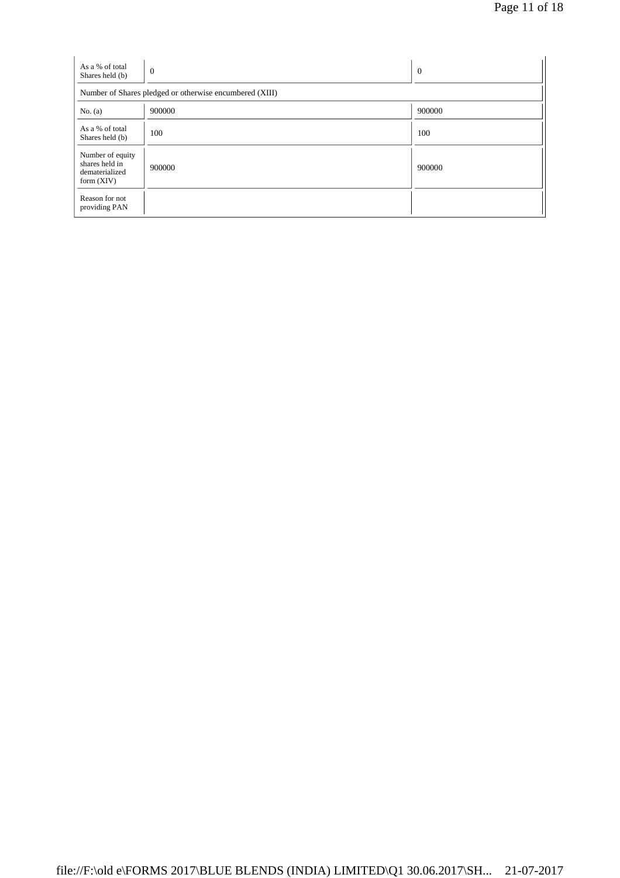| | | |
|---|---|---|
| As a % of total Shares held (b) | 0 | 0 |
| Number of Shares pledged or otherwise encumbered (XIII) | | |
| No. (a) | 900000 | 900000 |
| As a % of total Shares held (b) | 100 | 100 |
| Number of equity shares held in dematerialized form (XIV) | 900000 | 900000 |
| Reason for not providing PAN | | |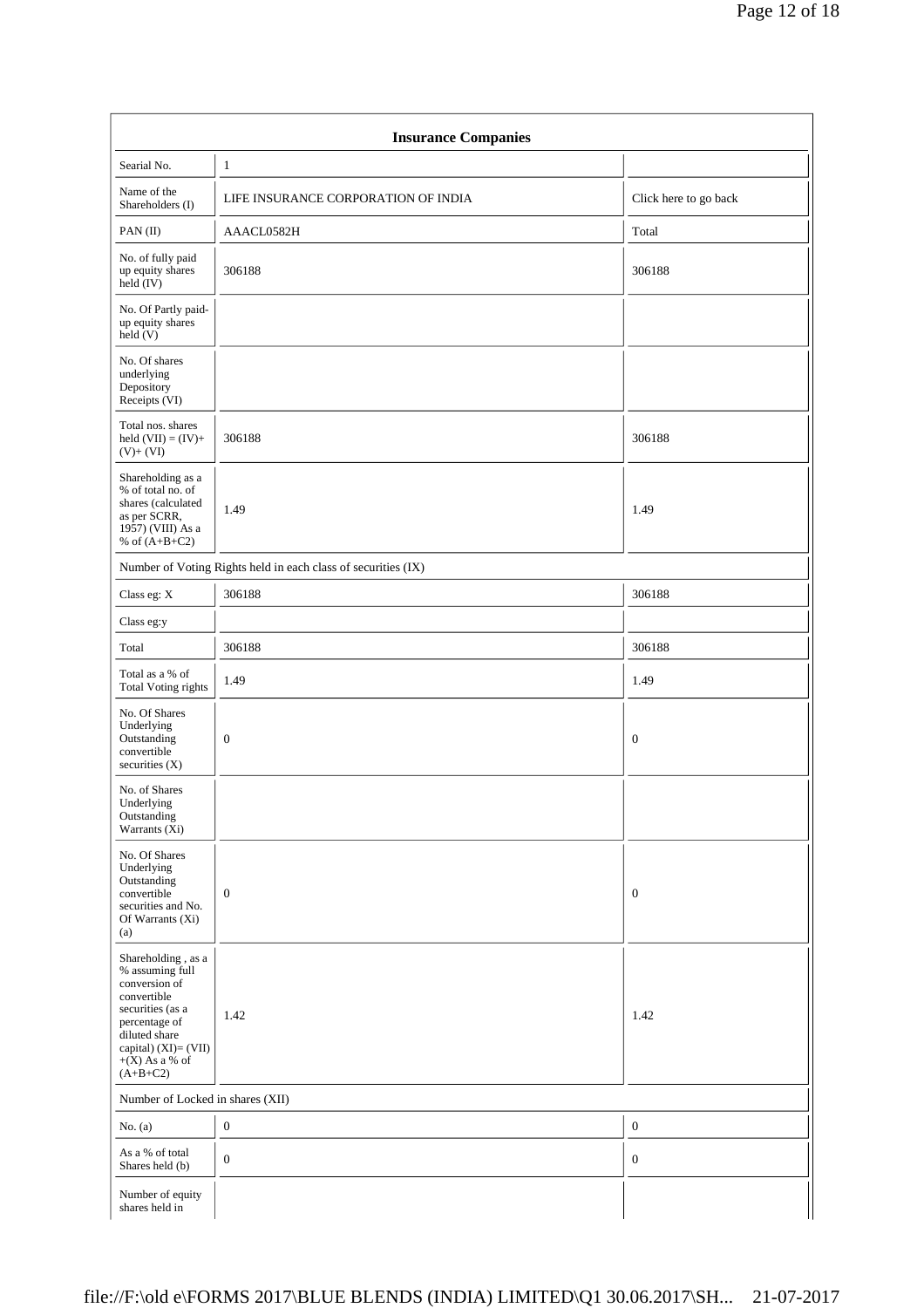| Insurance Companies | | |
|---|---|---|
| Searial No. | 1 | |
| Name of the Shareholders (I) | LIFE INSURANCE CORPORATION OF INDIA | Click here to go back |
| PAN (II) | AAACL0582H | Total |
| No. of fully paid up equity shares held (IV) | 306188 | 306188 |
| No. Of Partly paid-up equity shares held (V) | | |
| No. Of shares underlying Depository Receipts (VI) | | |
| Total nos. shares held (VII) = (IV)+ (V)+ (VI) | 306188 | 306188 |
| Shareholding as a % of total no. of shares (calculated as per SCRR, 1957) (VIII) As a % of (A+B+C2) | 1.49 | 1.49 |
| Number of Voting Rights held in each class of securities (IX) | | |
| Class eg: X | 306188 | 306188 |
| Class eg:y | | |
| Total | 306188 | 306188 |
| Total as a % of Total Voting rights | 1.49 | 1.49 |
| No. Of Shares Underlying Outstanding convertible securities (X) | 0 | 0 |
| No. of Shares Underlying Outstanding Warrants (Xi) | | |
| No. Of Shares Underlying Outstanding convertible securities and No. Of Warrants (Xi) (a) | 0 | 0 |
| Shareholding , as a % assuming full conversion of convertible securities (as a percentage of diluted share capital) (XI)= (VII) +(X) As a % of (A+B+C2) | 1.42 | 1.42 |
| Number of Locked in shares (XII) | | |
| No. (a) | 0 | 0 |
| As a % of total Shares held (b) | 0 | 0 |
| Number of equity shares held in | | |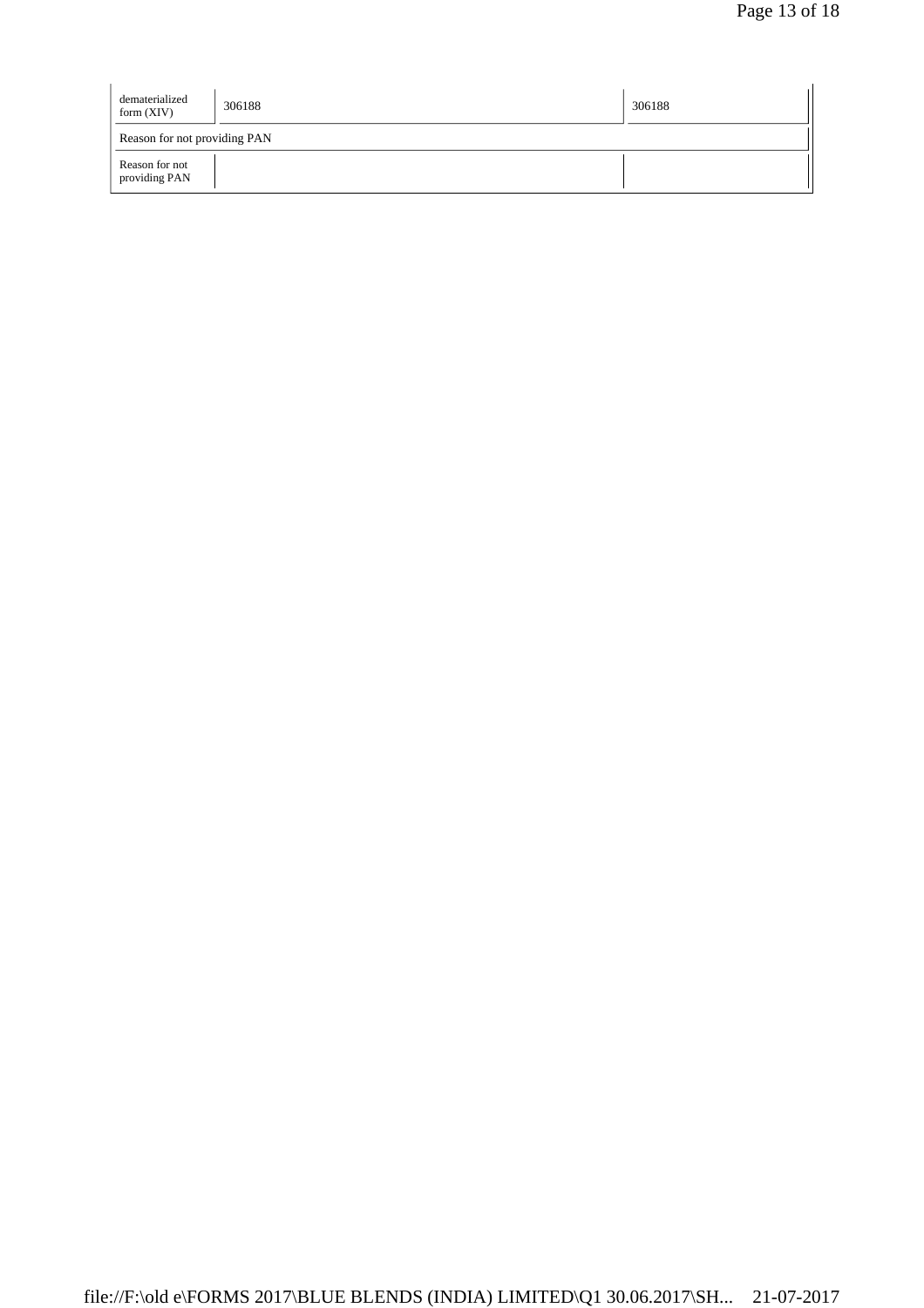| | | |
|---|---|---|
| dematerialized form (XIV) | 306188 | 306188 |
| Reason for not providing PAN | | |
| Reason for not providing PAN | | |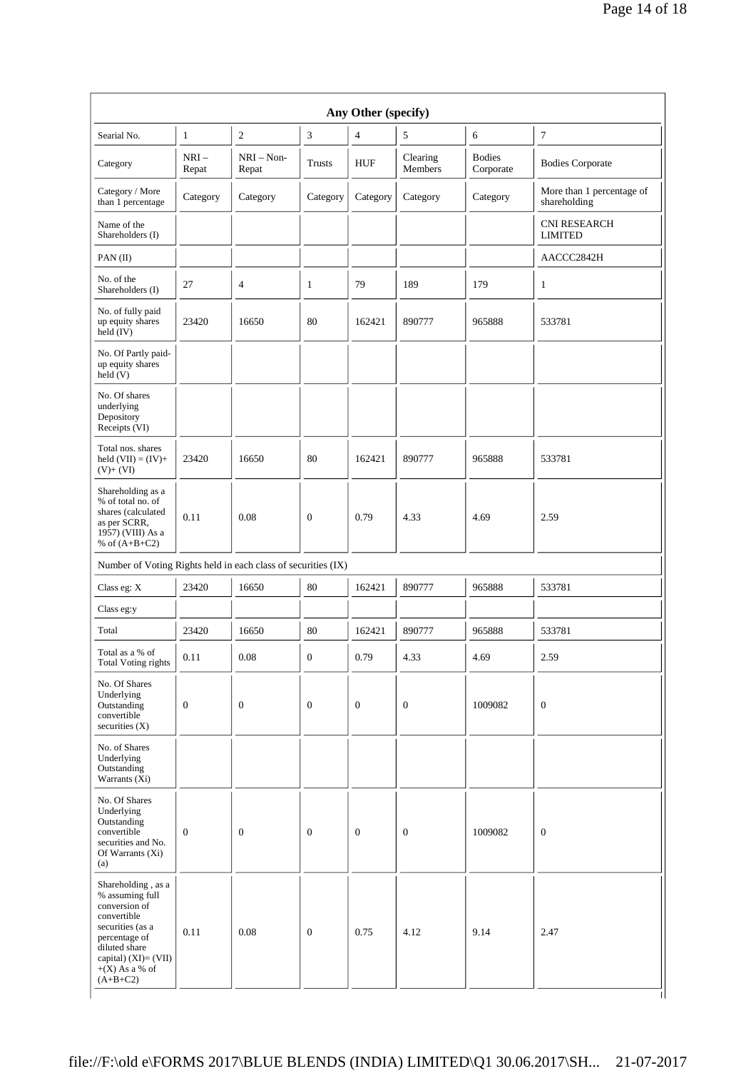| Any Other (specify) | | | | | | | |
|---|---|---|---|---|---|---|---|
| Searial No. | 1 | 2 | 3 | 4 | 5 | 6 | 7 |
| Category | NRI – Repat | NRI – Non-Repat | Trusts | HUF | Clearing Members | Bodies Corporate | Bodies Corporate |
| Category / More than 1 percentage | Category | Category | Category | Category | Category | Category | More than 1 percentage of shareholding |
| Name of the Shareholders (I) | | | | | | | CNI RESEARCH LIMITED |
| PAN (II) | | | | | | | AACCC2842H |
| No. of the Shareholders (I) | 27 | 4 | 1 | 79 | 189 | 179 | 1 |
| No. of fully paid up equity shares held (IV) | 23420 | 16650 | 80 | 162421 | 890777 | 965888 | 533781 |
| No. Of Partly paid-up equity shares held (V) | | | | | | | |
| No. Of shares underlying Depository Receipts (VI) | | | | | | | |
| Total nos. shares held (VII) = (IV)+ (V)+ (VI) | 23420 | 16650 | 80 | 162421 | 890777 | 965888 | 533781 |
| Shareholding as a % of total no. of shares (calculated as per SCRR, 1957) (VIII) As a % of (A+B+C2) | 0.11 | 0.08 | 0 | 0.79 | 4.33 | 4.69 | 2.59 |
| Number of Voting Rights held in each class of securities (IX) | | | | | | | |
| Class eg: X | 23420 | 16650 | 80 | 162421 | 890777 | 965888 | 533781 |
| Class eg:y | | | | | | | |
| Total | 23420 | 16650 | 80 | 162421 | 890777 | 965888 | 533781 |
| Total as a % of Total Voting rights | 0.11 | 0.08 | 0 | 0.79 | 4.33 | 4.69 | 2.59 |
| No. Of Shares Underlying Outstanding convertible securities (X) | 0 | 0 | 0 | 0 | 0 | 1009082 | 0 |
| No. of Shares Underlying Outstanding Warrants (Xi) | | | | | | | |
| No. Of Shares Underlying Outstanding convertible securities and No. Of Warrants (Xi) (a) | 0 | 0 | 0 | 0 | 0 | 1009082 | 0 |
| Shareholding , as a % assuming full conversion of convertible securities (as a percentage of diluted share capital) (XI)= (VII) +(X) As a % of (A+B+C2) | 0.11 | 0.08 | 0 | 0.75 | 4.12 | 9.14 | 2.47 |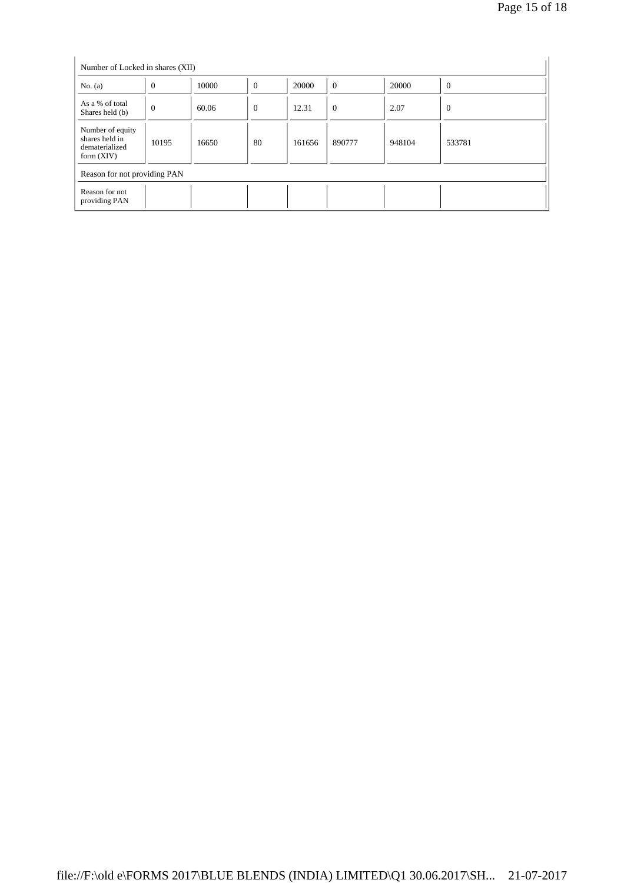| Number of Locked in shares (XII) | | | | | | | |
|---|---|---|---|---|---|---|---|
| No. (a) | 0 | 10000 | 0 | 20000 | 0 | 20000 | 0 |
| As a % of total Shares held (b) | 0 | 60.06 | 0 | 12.31 | 0 | 2.07 | 0 |
| Number of equity shares held in dematerialized form (XIV) | 10195 | 16650 | 80 | 161656 | 890777 | 948104 | 533781 |
| Reason for not providing PAN | | | | | | | |
| Reason for not providing PAN | | | | | | | |

file://F:\old e\FORMS 2017\BLUE BLENDS (INDIA) LIMITED\Q1 30.06.2017\SH... 21-07-2017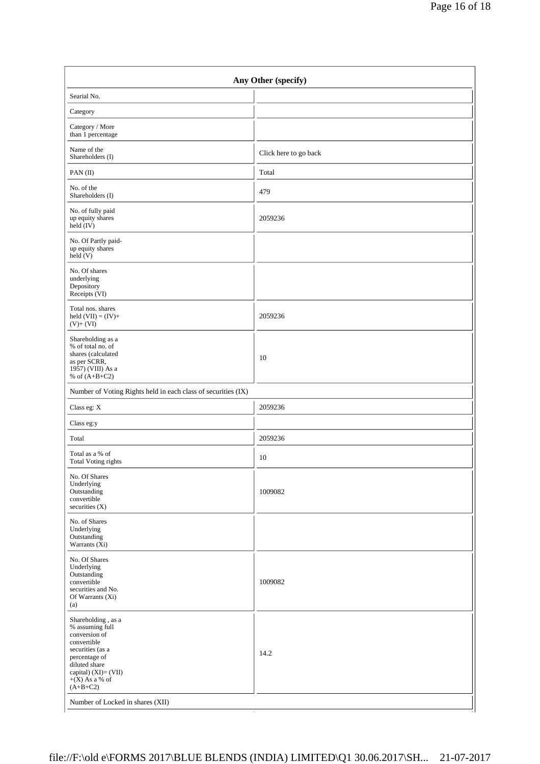| Any Other (specify) | |
|---|---|
| Searial No. | |
| Category | |
| Category / More than 1 percentage | |
| Name of the Shareholders (I) | Click here to go back |
| PAN (II) | Total |
| No. of the Shareholders (I) | 479 |
| No. of fully paid up equity shares held (IV) | 2059236 |
| No. Of Partly paid-up equity shares held (V) | |
| No. Of shares underlying Depository Receipts (VI) | |
| Total nos. shares held (VII) = (IV)+ (V)+ (VI) | 2059236 |
| Shareholding as a % of total no. of shares (calculated as per SCRR, 1957) (VIII) As a % of (A+B+C2) | 10 |
| Number of Voting Rights held in each class of securities (IX) | |
| Class eg: X | 2059236 |
| Class eg:y | |
| Total | 2059236 |
| Total as a % of Total Voting rights | 10 |
| No. Of Shares Underlying Outstanding convertible securities (X) | 1009082 |
| No. of Shares Underlying Outstanding Warrants (Xi) | |
| No. Of Shares Underlying Outstanding convertible securities and No. Of Warrants (Xi) (a) | 1009082 |
| Shareholding , as a % assuming full conversion of convertible securities (as a percentage of diluted share capital) (XI)= (VII) +(X) As a % of (A+B+C2) | 14.2 |
| Number of Locked in shares (XII) | |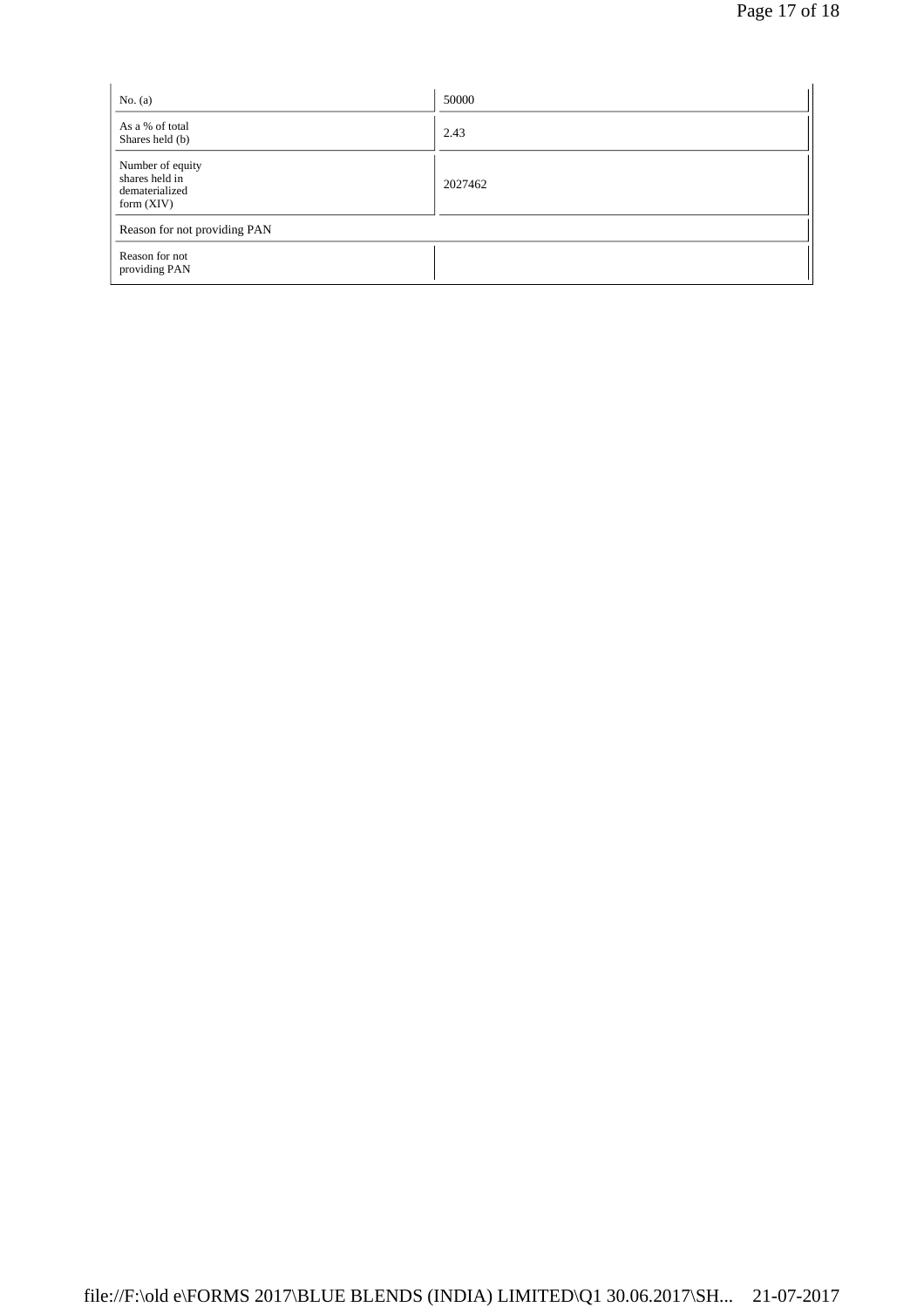| | |
|---|---|
| No. (a) | 50000 |
| As a % of total Shares held (b) | 2.43 |
| Number of equity shares held in dematerialized form (XIV) | 2027462 |
| Reason for not providing PAN | |
| Reason for not providing PAN | |